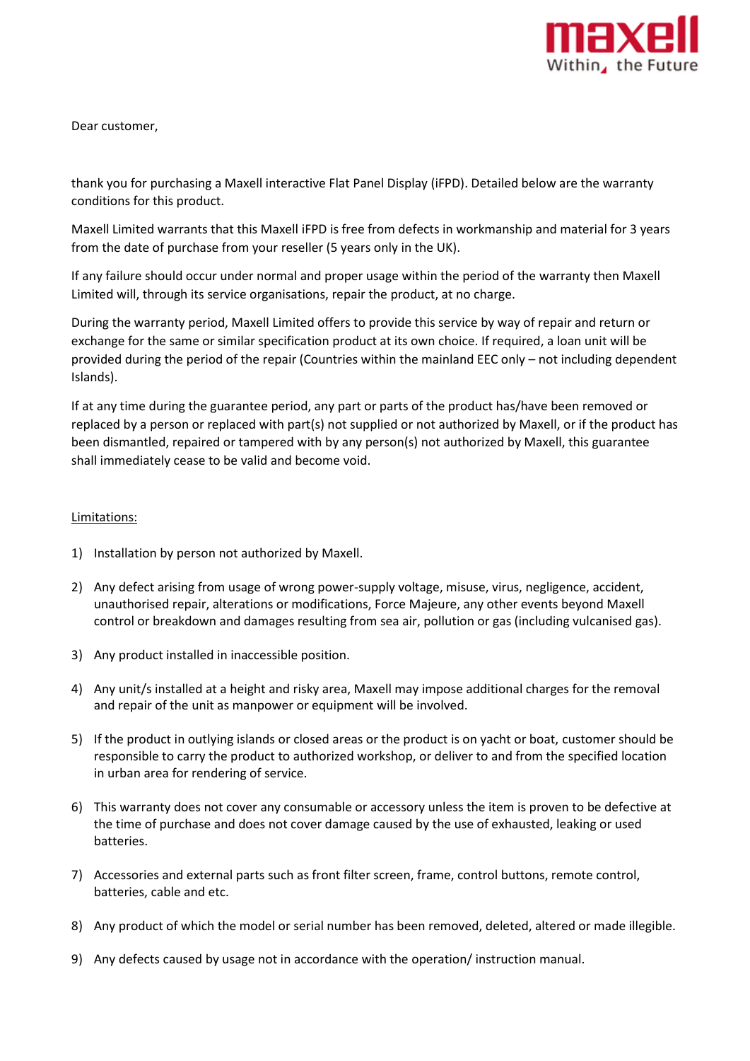Dear customer,

thank you for purchasing a Maxell interactive Flat Panel Display (iFPD). Detailed below are the warranty conditions for this product.

Maxell Limited warrants that this Maxell iFPD is free from defects in workmanship and material for 3 years from the date of purchase from your reseller (5 years only in the UK).

If any failure should occur under normal and proper usage within the period of the warranty then Maxell Limited will, through its service organisations, repair the product, at no charge.

During the warranty period, Maxell Limited offers to provide this service by way of repair and return or exchange for the same or similar specification product at its own choice. If required, a loan unit will be provided during the period of the repair (Countries within the mainland EEC only – not including dependent Islands).

If at any time during the guarantee period, any part or parts of the product has/have been removed or replaced by a person or replaced with part(s) not supplied or not authorized by Maxell, or if the product has been dismantled, repaired or tampered with by any person(s) not authorized by Maxell, this guarantee shall immediately cease to be valid and become void.

<u>Limitations:</u>

1) Installation by person not authorized by Maxell.

2) Any defect arising from usage of wrong power-supply voltage, misuse, virus, negligence, accident, unauthorised repair, alterations or modifications, Force Majeure, any other events beyond Maxell control or breakdown and damages resulting from sea air, pollution or gas (including vulcanised gas).

3) Any product installed in inaccessible position.

4) Any unit/s installed at a height and risky area, Maxell may impose additional charges for the removal and repair of the unit as manpower or equipment will be involved.

5) If the product in outlying islands or closed areas or the product is on yacht or boat, customer should be responsible to carry the product to authorized workshop, or deliver to and from the specified location in urban area for rendering of service.

6) This warranty does not cover any consumable or accessory unless the item is proven to be defective at the time of purchase and does not cover damage caused by the use of exhausted, leaking or used batteries.

7) Accessories and external parts such as front filter screen, frame, control buttons, remote control, batteries, cable and etc.

8) Any product of which the model or serial number has been removed, deleted, altered or made illegible.

9) Any defects caused by usage not in accordance with the operation/ instruction manual.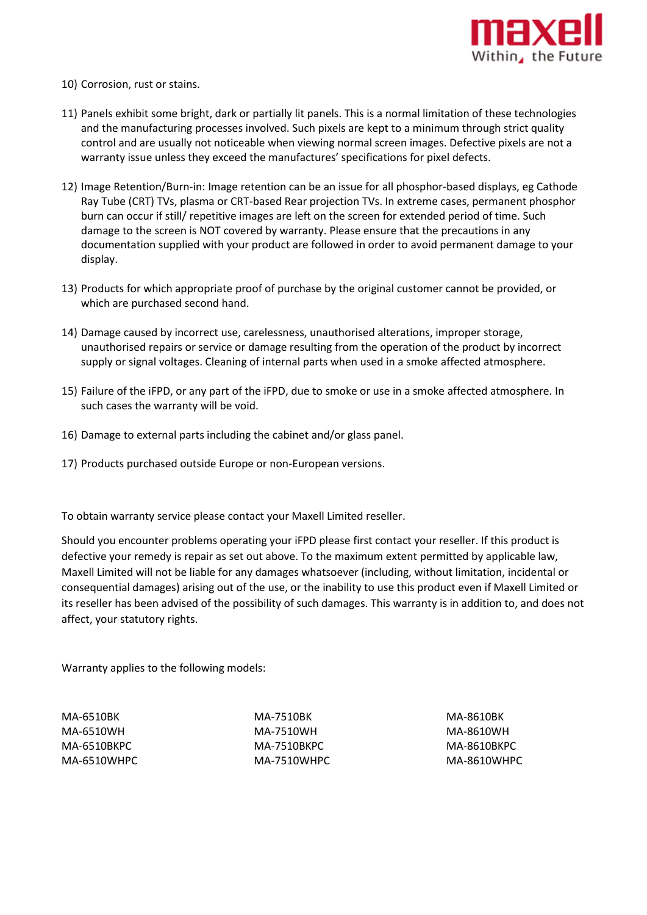10) Corrosion, rust or stains.

11) Panels exhibit some bright, dark or partially lit panels. This is a normal limitation of these technologies and the manufacturing processes involved. Such pixels are kept to a minimum through strict quality control and are usually not noticeable when viewing normal screen images. Defective pixels are not a warranty issue unless they exceed the manufactures' specifications for pixel defects.

12) Image Retention/Burn-in: Image retention can be an issue for all phosphor-based displays, eg Cathode Ray Tube (CRT) TVs, plasma or CRT-based Rear projection TVs. In extreme cases, permanent phosphor burn can occur if still/ repetitive images are left on the screen for extended period of time. Such damage to the screen is NOT covered by warranty. Please ensure that the precautions in any documentation supplied with your product are followed in order to avoid permanent damage to your display.

13) Products for which appropriate proof of purchase by the original customer cannot be provided, or which are purchased second hand.

14) Damage caused by incorrect use, carelessness, unauthorised alterations, improper storage, unauthorised repairs or service or damage resulting from the operation of the product by incorrect supply or signal voltages. Cleaning of internal parts when used in a smoke affected atmosphere.

15) Failure of the iFPD, or any part of the iFPD, due to smoke or use in a smoke affected atmosphere. In such cases the warranty will be void.

16) Damage to external parts including the cabinet and/or glass panel.

17) Products purchased outside Europe or non-European versions.

To obtain warranty service please contact your Maxell Limited reseller.

Should you encounter problems operating your iFPD please first contact your reseller. If this product is defective your remedy is repair as set out above. To the maximum extent permitted by applicable law, Maxell Limited will not be liable for any damages whatsoever (including, without limitation, incidental or consequential damages) arising out of the use, or the inability to use this product even if Maxell Limited or its reseller has been advised of the possibility of such damages. This warranty is in addition to, and does not affect, your statutory rights.

Warranty applies to the following models:

| | | |
|---|---|---|
| MA-6510BK | MA-7510BK | MA-8610BK |
| MA-6510WH | MA-7510WH | MA-8610WH |
| MA-6510BKPC | MA-7510BKPC | MA-8610BKPC |
| MA-6510WHPC | MA-7510WHPC | MA-8610WHPC |